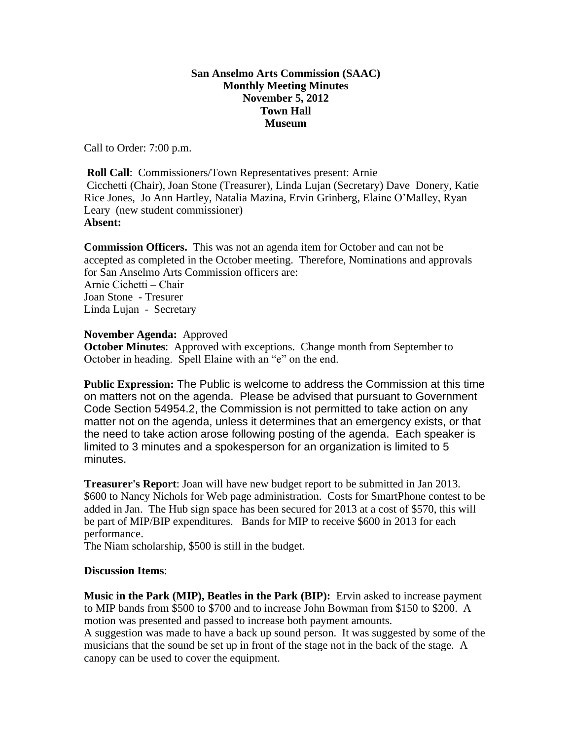**San Anselmo Arts Commission (SAAC)**
**Monthly Meeting Minutes**
**November 5, 2012**
**Town Hall**
**Museum**

Call to Order: 7:00 p.m.

**Roll Call**: Commissioners/Town Representatives present: Arnie Cicchetti (Chair), Joan Stone (Treasurer), Linda Lujan (Secretary) Dave Donery, Katie Rice Jones, Jo Ann Hartley, Natalia Mazina, Ervin Grinberg, Elaine O'Malley, Ryan Leary (new student commissioner)
**Absent:**

**Commission Officers.** This was not an agenda item for October and can not be accepted as completed in the October meeting. Therefore, Nominations and approvals for San Anselmo Arts Commission officers are:
Arnie Cichetti – Chair
Joan Stone - Tresurer
Linda Lujan - Secretary

**November Agenda:** Approved
**October Minutes**: Approved with exceptions. Change month from September to October in heading. Spell Elaine with an "e" on the end.

**Public Expression:** The Public is welcome to address the Commission at this time on matters not on the agenda. Please be advised that pursuant to Government Code Section 54954.2, the Commission is not permitted to take action on any matter not on the agenda, unless it determines that an emergency exists, or that the need to take action arose following posting of the agenda. Each speaker is limited to 3 minutes and a spokesperson for an organization is limited to 5 minutes.

**Treasurer's Report**: Joan will have new budget report to be submitted in Jan 2013. $600 to Nancy Nichols for Web page administration. Costs for SmartPhone contest to be added in Jan. The Hub sign space has been secured for 2013 at a cost of $570, this will be part of MIP/BIP expenditures. Bands for MIP to receive $600 in 2013 for each performance.
The Niam scholarship, $500 is still in the budget.

**Discussion Items**:

**Music in the Park (MIP), Beatles in the Park (BIP):** Ervin asked to increase payment to MIP bands from $500 to $700 and to increase John Bowman from $150 to $200. A motion was presented and passed to increase both payment amounts.
A suggestion was made to have a back up sound person. It was suggested by some of the musicians that the sound be set up in front of the stage not in the back of the stage. A canopy can be used to cover the equipment.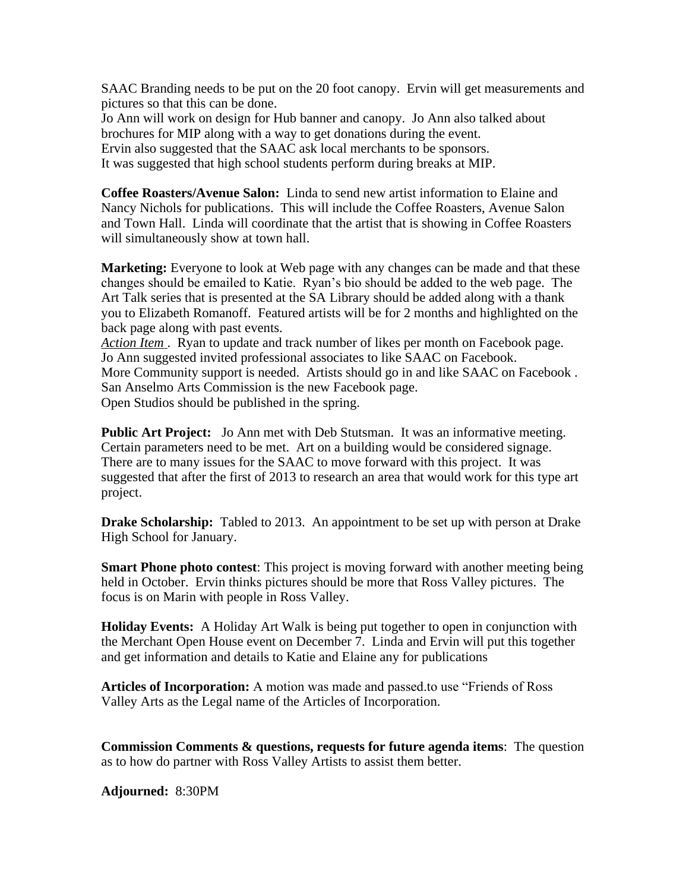SAAC Branding needs to be put on the 20 foot canopy. Ervin will get measurements and pictures so that this can be done.
Jo Ann will work on design for Hub banner and canopy. Jo Ann also talked about brochures for MIP along with a way to get donations during the event.
Ervin also suggested that the SAAC ask local merchants to be sponsors.
It was suggested that high school students perform during breaks at MIP.

**Coffee Roasters/Avenue Salon:** Linda to send new artist information to Elaine and Nancy Nichols for publications. This will include the Coffee Roasters, Avenue Salon and Town Hall. Linda will coordinate that the artist that is showing in Coffee Roasters will simultaneously show at town hall.

**Marketing:** Everyone to look at Web page with any changes can be made and that these changes should be emailed to Katie. Ryan's bio should be added to the web page. The Art Talk series that is presented at the SA Library should be added along with a thank you to Elizabeth Romanoff. Featured artists will be for 2 months and highlighted on the back page along with past events.
*Action Item* . Ryan to update and track number of likes per month on Facebook page.
Jo Ann suggested invited professional associates to like SAAC on Facebook.
More Community support is needed. Artists should go in and like SAAC on Facebook .
San Anselmo Arts Commission is the new Facebook page.
Open Studios should be published in the spring.

**Public Art Project:** Jo Ann met with Deb Stutsman. It was an informative meeting. Certain parameters need to be met. Art on a building would be considered signage. There are to many issues for the SAAC to move forward with this project. It was suggested that after the first of 2013 to research an area that would work for this type art project.

**Drake Scholarship:** Tabled to 2013. An appointment to be set up with person at Drake High School for January.

**Smart Phone photo contest**: This project is moving forward with another meeting being held in October. Ervin thinks pictures should be more that Ross Valley pictures. The focus is on Marin with people in Ross Valley.

**Holiday Events:** A Holiday Art Walk is being put together to open in conjunction with the Merchant Open House event on December 7. Linda and Ervin will put this together and get information and details to Katie and Elaine any for publications

**Articles of Incorporation:** A motion was made and passed.to use "Friends of Ross Valley Arts as the Legal name of the Articles of Incorporation.

**Commission Comments & questions, requests for future agenda items**: The question as to how do partner with Ross Valley Artists to assist them better.

**Adjourned:** 8:30PM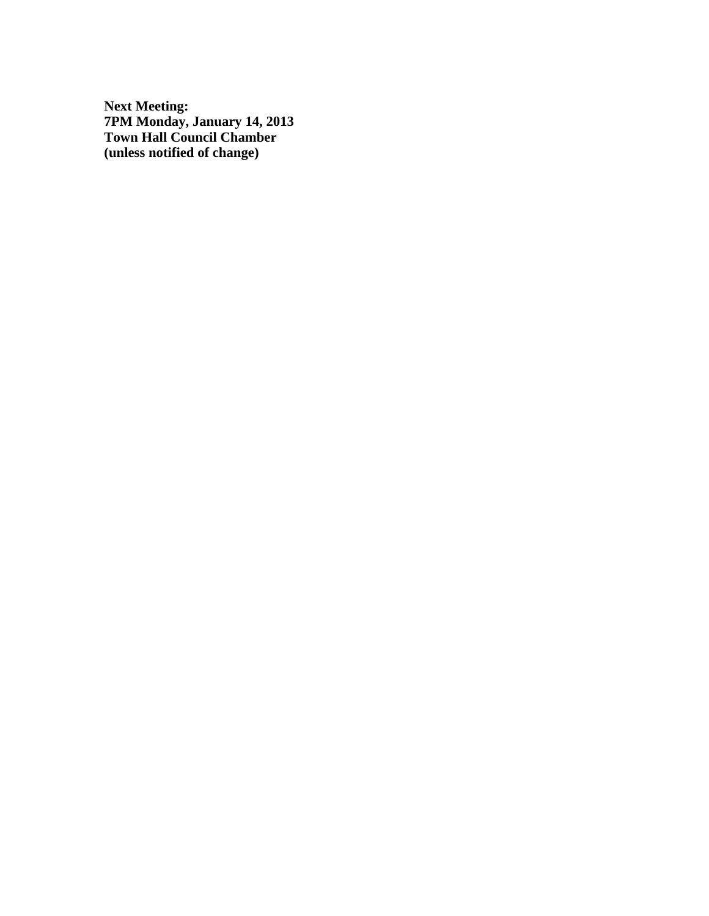**Next Meeting:**
**7PM Monday, January 14, 2013**
**Town Hall Council Chamber**
**(unless notified of change)**